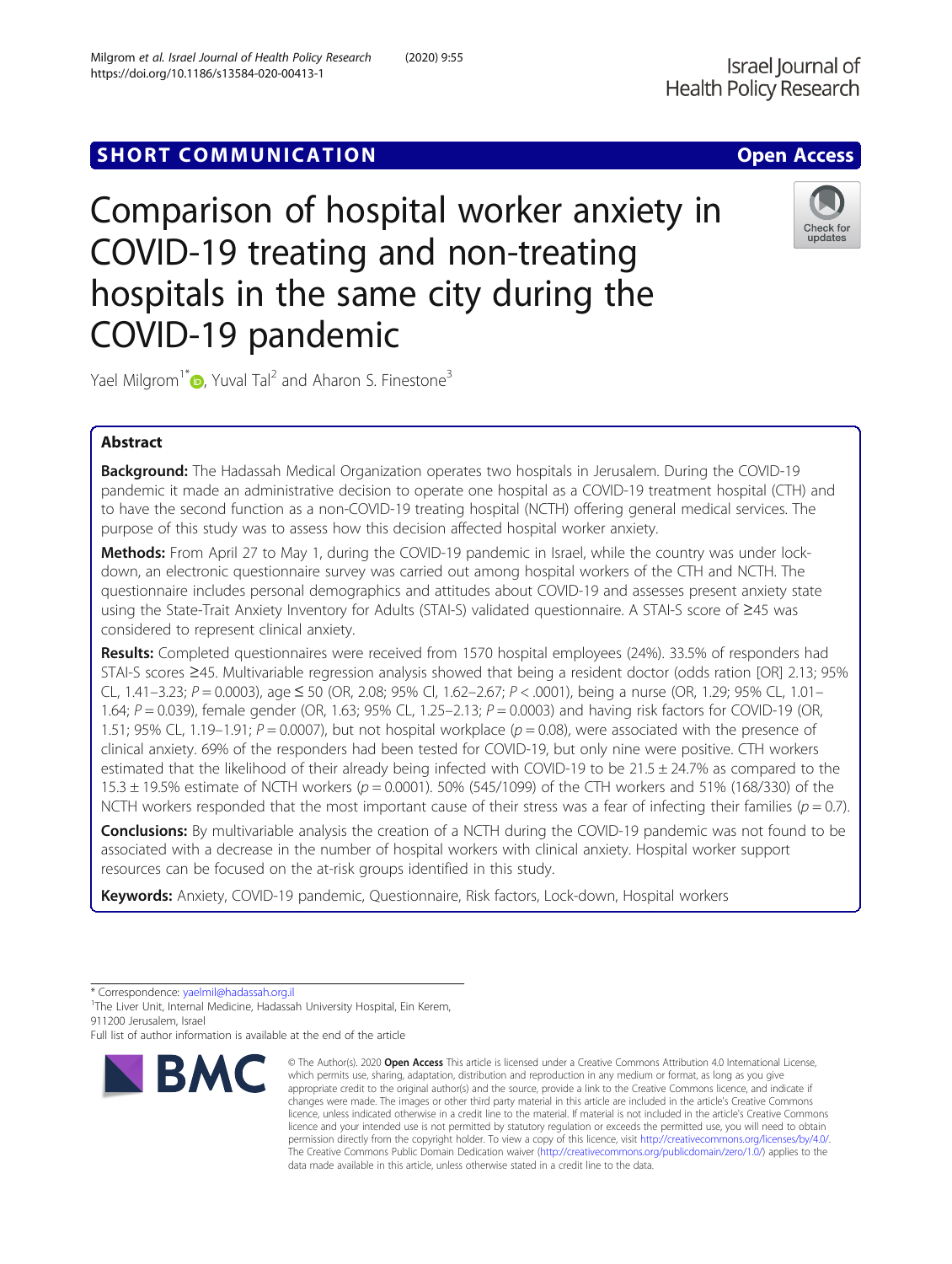SHORT COMMUNICATION

Open Access

# Comparison of hospital worker anxiety in COVID-19 treating and non-treating hospitals in the same city during the COVID-19 pandemic

Yael Milgrom[1*], Yuval Tal[2] and Aharon S. Finestone[3]

## Abstract

**Background:** The Hadassah Medical Organization operates two hospitals in Jerusalem. During the COVID-19 pandemic it made an administrative decision to operate one hospital as a COVID-19 treatment hospital (CTH) and to have the second function as a non-COVID-19 treating hospital (NCTH) offering general medical services. The purpose of this study was to assess how this decision affected hospital worker anxiety.

**Methods:** From April 27 to May 1, during the COVID-19 pandemic in Israel, while the country was under lock-down, an electronic questionnaire survey was carried out among hospital workers of the CTH and NCTH. The questionnaire includes personal demographics and attitudes about COVID-19 and assesses present anxiety state using the State-Trait Anxiety Inventory for Adults (STAI-S) validated questionnaire. A STAI-S score of ≥45 was considered to represent clinical anxiety.

**Results:** Completed questionnaires were received from 1570 hospital employees (24%). 33.5% of responders had STAI-S scores ≥45. Multivariable regression analysis showed that being a resident doctor (odds ration [OR] 2.13; 95% CL, 1.41–3.23; $P = 0.0003$), age ≤ 50 (OR, 2.08; 95% CI, 1.62–2.67; $P < .0001$), being a nurse (OR, 1.29; 95% CL, 1.01–1.64; $P = 0.039$), female gender (OR, 1.63; 95% CL, 1.25–2.13; $P = 0.0003$) and having risk factors for COVID-19 (OR, 1.51; 95% CL, 1.19–1.91; $P = 0.0007$), but not hospital workplace ($p = 0.08$), were associated with the presence of clinical anxiety. 69% of the responders had been tested for COVID-19, but only nine were positive. CTH workers estimated that the likelihood of their already being infected with COVID-19 to be 21.5 ± 24.7% as compared to the 15.3 ± 19.5% estimate of NCTH workers ($p = 0.0001$). 50% (545/1099) of the CTH workers and 51% (168/330) of the NCTH workers responded that the most important cause of their stress was a fear of infecting their families ($p = 0.7$).

**Conclusions:** By multivariable analysis the creation of a NCTH during the COVID-19 pandemic was not found to be associated with a decrease in the number of hospital workers with clinical anxiety. Hospital worker support resources can be focused on the at-risk groups identified in this study.

**Keywords:** Anxiety, COVID-19 pandemic, Questionnaire, Risk factors, Lock-down, Hospital workers

---

* Correspondence: yaelmil@hadassah.org.il

[1]The Liver Unit, Internal Medicine, Hadassah University Hospital, Ein Kerem, 911200 Jerusalem, Israel

Full list of author information is available at the end of the article

© The Author(s). 2020 **Open Access** This article is licensed under a Creative Commons Attribution 4.0 International License, which permits use, sharing, adaptation, distribution and reproduction in any medium or format, as long as you give appropriate credit to the original author(s) and the source, provide a link to the Creative Commons licence, and indicate if changes were made. The images or other third party material in this article are included in the article's Creative Commons licence, unless indicated otherwise in a credit line to the material. If material is not included in the article's Creative Commons licence and your intended use is not permitted by statutory regulation or exceeds the permitted use, you will need to obtain permission directly from the copyright holder. To view a copy of this licence, visit http://creativecommons.org/licenses/by/4.0/. The Creative Commons Public Domain Dedication waiver (http://creativecommons.org/publicdomain/zero/1.0/) applies to the data made available in this article, unless otherwise stated in a credit line to the data.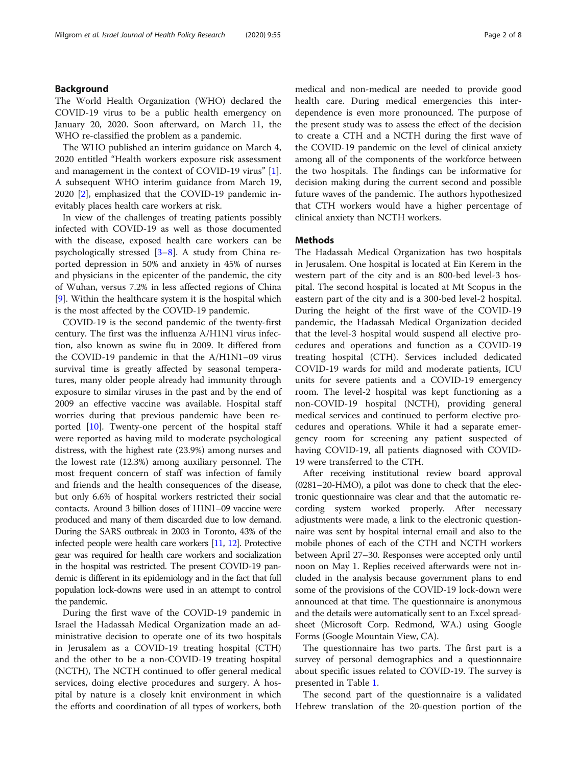## Background

The World Health Organization (WHO) declared the COVID-19 virus to be a public health emergency on January 20, 2020. Soon afterward, on March 11, the WHO re-classified the problem as a pandemic.

The WHO published an interim guidance on March 4, 2020 entitled "Health workers exposure risk assessment and management in the context of COVID-19 virus" [1]. A subsequent WHO interim guidance from March 19, 2020 [2], emphasized that the COVID-19 pandemic inevitably places health care workers at risk.

In view of the challenges of treating patients possibly infected with COVID-19 as well as those documented with the disease, exposed health care workers can be psychologically stressed [3–8]. A study from China reported depression in 50% and anxiety in 45% of nurses and physicians in the epicenter of the pandemic, the city of Wuhan, versus 7.2% in less affected regions of China [9]. Within the healthcare system it is the hospital which is the most affected by the COVID-19 pandemic.

COVID-19 is the second pandemic of the twenty-first century. The first was the influenza A/H1N1 virus infection, also known as swine flu in 2009. It differed from the COVID-19 pandemic in that the A/H1N1–09 virus survival time is greatly affected by seasonal temperatures, many older people already had immunity through exposure to similar viruses in the past and by the end of 2009 an effective vaccine was available. Hospital staff worries during that previous pandemic have been reported [10]. Twenty-one percent of the hospital staff were reported as having mild to moderate psychological distress, with the highest rate (23.9%) among nurses and the lowest rate (12.3%) among auxiliary personnel. The most frequent concern of staff was infection of family and friends and the health consequences of the disease, but only 6.6% of hospital workers restricted their social contacts. Around 3 billion doses of H1N1–09 vaccine were produced and many of them discarded due to low demand. During the SARS outbreak in 2003 in Toronto, 43% of the infected people were health care workers [11, 12]. Protective gear was required for health care workers and socialization in the hospital was restricted. The present COVID-19 pandemic is different in its epidemiology and in the fact that full population lock-downs were used in an attempt to control the pandemic.

During the first wave of the COVID-19 pandemic in Israel the Hadassah Medical Organization made an administrative decision to operate one of its two hospitals in Jerusalem as a COVID-19 treating hospital (CTH) and the other to be a non-COVID-19 treating hospital (NCTH), The NCTH continued to offer general medical services, doing elective procedures and surgery. A hospital by nature is a closely knit environment in which the efforts and coordination of all types of workers, both medical and non-medical are needed to provide good health care. During medical emergencies this interdependence is even more pronounced. The purpose of the present study was to assess the effect of the decision to create a CTH and a NCTH during the first wave of the COVID-19 pandemic on the level of clinical anxiety among all of the components of the workforce between the two hospitals. The findings can be informative for decision making during the current second and possible future waves of the pandemic. The authors hypothesized that CTH workers would have a higher percentage of clinical anxiety than NCTH workers.

## Methods

The Hadassah Medical Organization has two hospitals in Jerusalem. One hospital is located at Ein Kerem in the western part of the city and is an 800-bed level-3 hospital. The second hospital is located at Mt Scopus in the eastern part of the city and is a 300-bed level-2 hospital. During the height of the first wave of the COVID-19 pandemic, the Hadassah Medical Organization decided that the level-3 hospital would suspend all elective procedures and operations and function as a COVID-19 treating hospital (CTH). Services included dedicated COVID-19 wards for mild and moderate patients, ICU units for severe patients and a COVID-19 emergency room. The level-2 hospital was kept functioning as a non-COVID-19 hospital (NCTH), providing general medical services and continued to perform elective procedures and operations. While it had a separate emergency room for screening any patient suspected of having COVID-19, all patients diagnosed with COVID-19 were transferred to the CTH.

After receiving institutional review board approval (0281–20-HMO), a pilot was done to check that the electronic questionnaire was clear and that the automatic recording system worked properly. After necessary adjustments were made, a link to the electronic questionnaire was sent by hospital internal email and also to the mobile phones of each of the CTH and NCTH workers between April 27–30. Responses were accepted only until noon on May 1. Replies received afterwards were not included in the analysis because government plans to end some of the provisions of the COVID-19 lock-down were announced at that time. The questionnaire is anonymous and the details were automatically sent to an Excel spreadsheet (Microsoft Corp. Redmond, WA.) using Google Forms (Google Mountain View, CA).

The questionnaire has two parts. The first part is a survey of personal demographics and a questionnaire about specific issues related to COVID-19. The survey is presented in Table 1.

The second part of the questionnaire is a validated Hebrew translation of the 20-question portion of the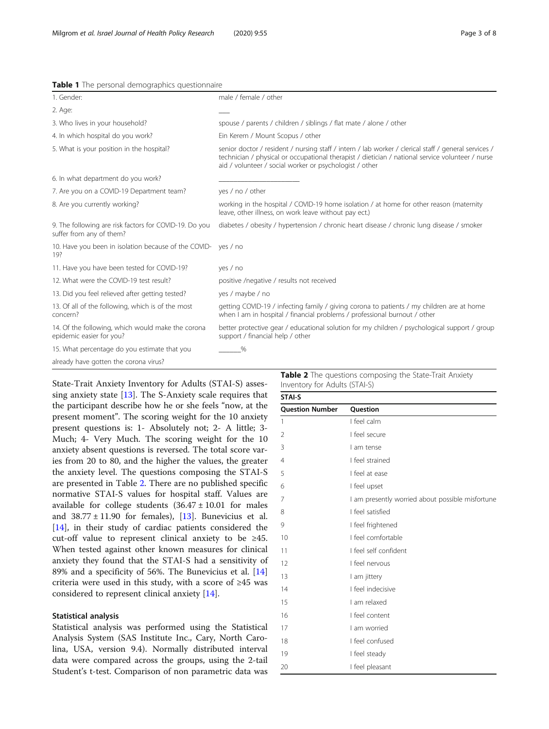**Table 1** The personal demographics questionnaire

| | |
|---|---|
| 1. Gender: | male / female / other |
| 2. Age: | ___ |
| 3. Who lives in your household? | spouse / parents / children / siblings / flat mate / alone / other |
| 4. In which hospital do you work? | Ein Kerem / Mount Scopus / other |
| 5. What is your position in the hospital? | senior doctor / resident / nursing staff / intern / lab worker / clerical staff / general services / technician / physical or occupational therapist / dietician / national service volunteer / nurse aid / volunteer / social worker or psychologist / other |
| 6. In what department do you work? | ______________________ |
| 7. Are you on a COVID-19 Department team? | yes / no / other |
| 8. Are you currently working? | working in the hospital / COVID-19 home isolation / at home for other reason (maternity leave, other illness, on work leave without pay ect.) |
| 9. The following are risk factors for COVID-19. Do you suffer from any of them? | diabetes / obesity / hypertension / chronic heart disease / chronic lung disease / smoker |
| 10. Have you been in isolation because of the COVID-19? | yes / no |
| 11. Have you have been tested for COVID-19? | yes / no |
| 12. What were the COVID-19 test result? | positive /negative / results not received |
| 13. Did you feel relieved after getting tested? | yes / maybe / no |
| 13. Of all of the following, which is of the most concern? | getting COVID-19 / infecting family / giving corona to patients / my children are at home when I am in hospital / financial problems / professional burnout / other |
| 14. Of the following, which would make the corona epidemic easier for you? | better protective gear / educational solution for my children / psychological support / group support / financial help / other |
| 15. What percentage do you estimate that you already have gotten the corona virus? | _______% |

State-Trait Anxiety Inventory for Adults (STAI-S) assessing anxiety state [13]. The S-Anxiety scale requires that the participant describe how he or she feels "now, at the present moment". The scoring weight for the 10 anxiety present questions is: 1- Absolutely not; 2- A little; 3- Much; 4- Very Much. The scoring weight for the 10 anxiety absent questions is reversed. The total score varies from 20 to 80, and the higher the values, the greater the anxiety level. The questions composing the STAI-S are presented in Table 2. There are no published specific normative STAI-S values for hospital staff. Values are available for college students ($36.47 \pm 10.01$ for males and $38.77 \pm 11.90$ for females), [13]. Bunevicius et al. [14], in their study of cardiac patients considered the cut-off value to represent clinical anxiety to be ≥45. When tested against other known measures for clinical anxiety they found that the STAI-S had a sensitivity of 89% and a specificity of 56%. The Bunevicius et al. [14] criteria were used in this study, with a score of ≥45 was considered to represent clinical anxiety [14].

**Table 2** The questions composing the State-Trait Anxiety Inventory for Adults (STAI-S)

| STAI-S | |
|---|---|
| **Question Number** | **Question** |
| 1 | I feel calm |
| 2 | I feel secure |
| 3 | I am tense |
| 4 | I feel strained |
| 5 | I feel at ease |
| 6 | I feel upset |
| 7 | I am presently worried about possible misfortune |
| 8 | I feel satisfied |
| 9 | I feel frightened |
| 10 | I feel comfortable |
| 11 | I feel self confident |
| 12 | I feel nervous |
| 13 | I am jittery |
| 14 | I feel indecisive |
| 15 | I am relaxed |
| 16 | I feel content |
| 17 | I am worried |
| 18 | I feel confused |
| 19 | I feel steady |
| 20 | I feel pleasant |

### Statistical analysis

Statistical analysis was performed using the Statistical Analysis System (SAS Institute Inc., Cary, North Carolina, USA, version 9.4). Normally distributed interval data were compared across the groups, using the 2-tail Student's t-test. Comparison of non parametric data was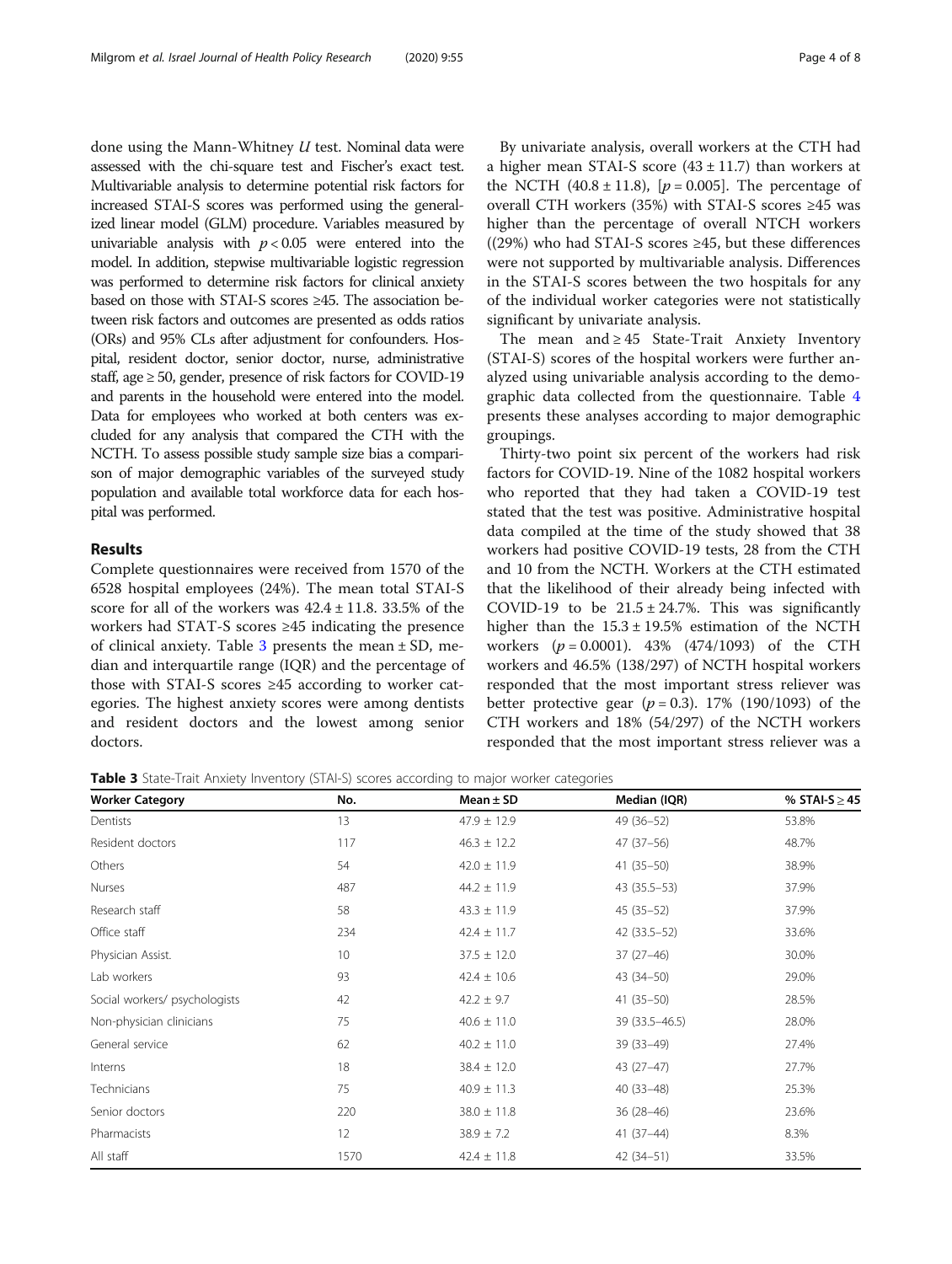done using the Mann-Whitney *U* test. Nominal data were assessed with the chi-square test and Fischer's exact test. Multivariable analysis to determine potential risk factors for increased STAI-S scores was performed using the generalized linear model (GLM) procedure. Variables measured by univariable analysis with $p < 0.05$ were entered into the model. In addition, stepwise multivariable logistic regression was performed to determine risk factors for clinical anxiety based on those with STAI-S scores ≥45. The association between risk factors and outcomes are presented as odds ratios (ORs) and 95% CLs after adjustment for confounders. Hospital, resident doctor, senior doctor, nurse, administrative staff, age ≥ 50, gender, presence of risk factors for COVID-19 and parents in the household were entered into the model. Data for employees who worked at both centers was excluded for any analysis that compared the CTH with the NCTH. To assess possible study sample size bias a comparison of major demographic variables of the surveyed study population and available total workforce data for each hospital was performed.

## Results

Complete questionnaires were received from 1570 of the 6528 hospital employees (24%). The mean total STAI-S score for all of the workers was 42.4 ± 11.8. 33.5% of the workers had STAT-S scores ≥45 indicating the presence of clinical anxiety. Table 3 presents the mean ± SD, median and interquartile range (IQR) and the percentage of those with STAI-S scores ≥45 according to worker categories. The highest anxiety scores were among dentists and resident doctors and the lowest among senior doctors.

By univariate analysis, overall workers at the CTH had a higher mean STAI-S score (43 ± 11.7) than workers at the NCTH (40.8 ± 11.8), [$p = 0.005$]. The percentage of overall CTH workers (35%) with STAI-S scores ≥45 was higher than the percentage of overall NTCH workers ((29%) who had STAI-S scores ≥45, but these differences were not supported by multivariable analysis. Differences in the STAI-S scores between the two hospitals for any of the individual worker categories were not statistically significant by univariate analysis.

The mean and ≥ 45 State-Trait Anxiety Inventory (STAI-S) scores of the hospital workers were further analyzed using univariable analysis according to the demographic data collected from the questionnaire. Table 4 presents these analyses according to major demographic groupings.

Thirty-two point six percent of the workers had risk factors for COVID-19. Nine of the 1082 hospital workers who reported that they had taken a COVID-19 test stated that the test was positive. Administrative hospital data compiled at the time of the study showed that 38 workers had positive COVID-19 tests, 28 from the CTH and 10 from the NCTH. Workers at the CTH estimated that the likelihood of their already being infected with COVID-19 to be 21.5 ± 24.7%. This was significantly higher than the 15.3 ± 19.5% estimation of the NCTH workers ($p = 0.0001$). 43% (474/1093) of the CTH workers and 46.5% (138/297) of NCTH hospital workers responded that the most important stress reliever was better protective gear ($p = 0.3$). 17% (190/1093) of the CTH workers and 18% (54/297) of the NCTH workers responded that the most important stress reliever was a

**Table 3** State-Trait Anxiety Inventory (STAI-S) scores according to major worker categories

| Worker Category | No. | Mean ± SD | Median (IQR) | % STAI-S ≥ 45 |
|---|---|---|---|---|
| Dentists | 13 | 47.9 ± 12.9 | 49 (36–52) | 53.8% |
| Resident doctors | 117 | 46.3 ± 12.2 | 47 (37–56) | 48.7% |
| Others | 54 | 42.0 ± 11.9 | 41 (35–50) | 38.9% |
| Nurses | 487 | 44.2 ± 11.9 | 43 (35.5–53) | 37.9% |
| Research staff | 58 | 43.3 ± 11.9 | 45 (35–52) | 37.9% |
| Office staff | 234 | 42.4 ± 11.7 | 42 (33.5–52) | 33.6% |
| Physician Assist. | 10 | 37.5 ± 12.0 | 37 (27–46) | 30.0% |
| Lab workers | 93 | 42.4 ± 10.6 | 43 (34–50) | 29.0% |
| Social workers/ psychologists | 42 | 42.2 ± 9.7 | 41 (35–50) | 28.5% |
| Non-physician clinicians | 75 | 40.6 ± 11.0 | 39 (33.5–46.5) | 28.0% |
| General service | 62 | 40.2 ± 11.0 | 39 (33–49) | 27.4% |
| Interns | 18 | 38.4 ± 12.0 | 43 (27–47) | 27.7% |
| Technicians | 75 | 40.9 ± 11.3 | 40 (33–48) | 25.3% |
| Senior doctors | 220 | 38.0 ± 11.8 | 36 (28–46) | 23.6% |
| Pharmacists | 12 | 38.9 ± 7.2 | 41 (37–44) | 8.3% |
| All staff | 1570 | 42.4 ± 11.8 | 42 (34–51) | 33.5% |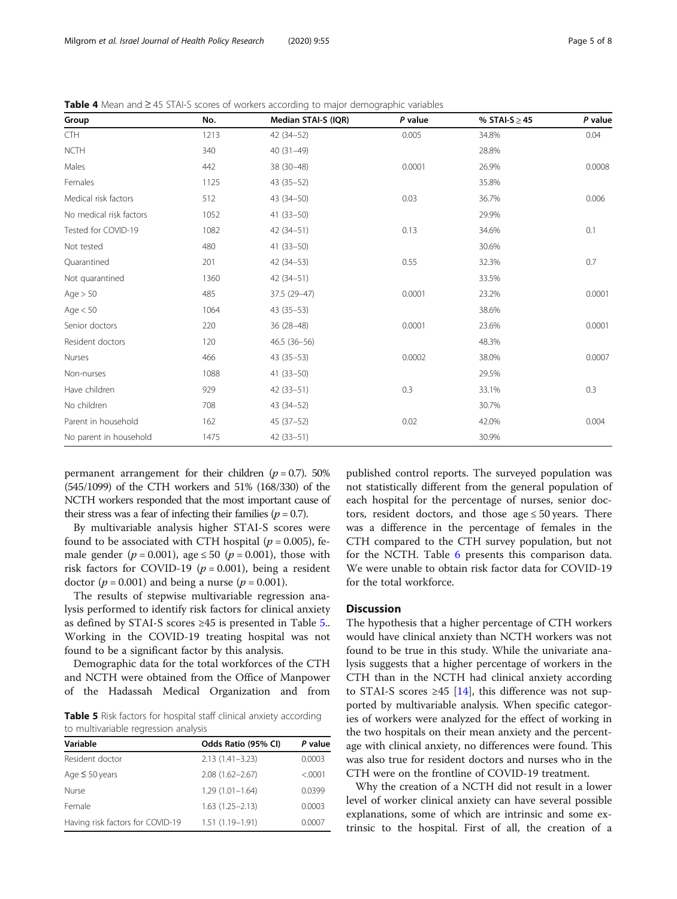**Table 4** Mean and ≥ 45 STAI-S scores of workers according to major demographic variables

| Group | No. | Median STAI-S (IQR) | P value | % STAI-S ≥ 45 | P value |
|---|---|---|---|---|---|
| CTH | 1213 | 42 (34–52) | 0.005 | 34.8% | 0.04 |
| NCTH | 340 | 40 (31–49) | | 28.8% | |
| Males | 442 | 38 (30–48) | 0.0001 | 26.9% | 0.0008 |
| Females | 1125 | 43 (35–52) | | 35.8% | |
| Medical risk factors | 512 | 43 (34–50) | 0.03 | 36.7% | 0.006 |
| No medical risk factors | 1052 | 41 (33–50) | | 29.9% | |
| Tested for COVID-19 | 1082 | 42 (34–51) | 0.13 | 34.6% | 0.1 |
| Not tested | 480 | 41 (33–50) | | 30.6% | |
| Quarantined | 201 | 42 (34–53) | 0.55 | 32.3% | 0.7 |
| Not quarantined | 1360 | 42 (34–51) | | 33.5% | |
| Age > 50 | 485 | 37.5 (29–47) | 0.0001 | 23.2% | 0.0001 |
| Age < 50 | 1064 | 43 (35–53) | | 38.6% | |
| Senior doctors | 220 | 36 (28–48) | 0.0001 | 23.6% | 0.0001 |
| Resident doctors | 120 | 46.5 (36–56) | | 48.3% | |
| Nurses | 466 | 43 (35–53) | 0.0002 | 38.0% | 0.0007 |
| Non-nurses | 1088 | 41 (33–50) | | 29.5% | |
| Have children | 929 | 42 (33–51) | 0.3 | 33.1% | 0.3 |
| No children | 708 | 43 (34–52) | | 30.7% | |
| Parent in household | 162 | 45 (37–52) | 0.02 | 42.0% | 0.004 |
| No parent in household | 1475 | 42 (33–51) | | 30.9% | |

permanent arrangement for their children ($p = 0.7$). 50% (545/1099) of the CTH workers and 51% (168/330) of the NCTH workers responded that the most important cause of their stress was a fear of infecting their families ($p = 0.7$).

By multivariable analysis higher STAI-S scores were found to be associated with CTH hospital ($p = 0.005$), female gender ($p = 0.001$), age ≤ 50 ($p = 0.001$), those with risk factors for COVID-19 ($p = 0.001$), being a resident doctor ($p = 0.001$) and being a nurse ($p = 0.001$).

The results of stepwise multivariable regression analysis performed to identify risk factors for clinical anxiety as defined by STAI-S scores ≥45 is presented in Table 5.. Working in the COVID-19 treating hospital was not found to be a significant factor by this analysis.

Demographic data for the total workforces of the CTH and NCTH were obtained from the Office of Manpower of the Hadassah Medical Organization and from published control reports. The surveyed population was not statistically different from the general population of each hospital for the percentage of nurses, senior doctors, resident doctors, and those age ≤ 50 years. There was a difference in the percentage of females in the CTH compared to the CTH survey population, but not for the NCTH. Table 6 presents this comparison data. We were unable to obtain risk factor data for COVID-19 for the total workforce.

**Table 5** Risk factors for hospital staff clinical anxiety according to multivariable regression analysis

| Variable | Odds Ratio (95% CI) | P value |
|---|---|---|
| Resident doctor | 2.13 (1.41–3.23) | 0.0003 |
| Age ≤ 50 years | 2.08 (1.62–2.67) | <.0001 |
| Nurse | 1.29 (1.01–1.64) | 0.0399 |
| Female | 1.63 (1.25–2.13) | 0.0003 |
| Having risk factors for COVID-19 | 1.51 (1.19–1.91) | 0.0007 |

## Discussion

The hypothesis that a higher percentage of CTH workers would have clinical anxiety than NCTH workers was not found to be true in this study. While the univariate analysis suggests that a higher percentage of workers in the CTH than in the NCTH had clinical anxiety according to STAI-S scores ≥45 [14], this difference was not supported by multivariable analysis. When specific categories of workers were analyzed for the effect of working in the two hospitals on their mean anxiety and the percentage with clinical anxiety, no differences were found. This was also true for resident doctors and nurses who in the CTH were on the frontline of COVID-19 treatment.

Why the creation of a NCTH did not result in a lower level of worker clinical anxiety can have several possible explanations, some of which are intrinsic and some extrinsic to the hospital. First of all, the creation of a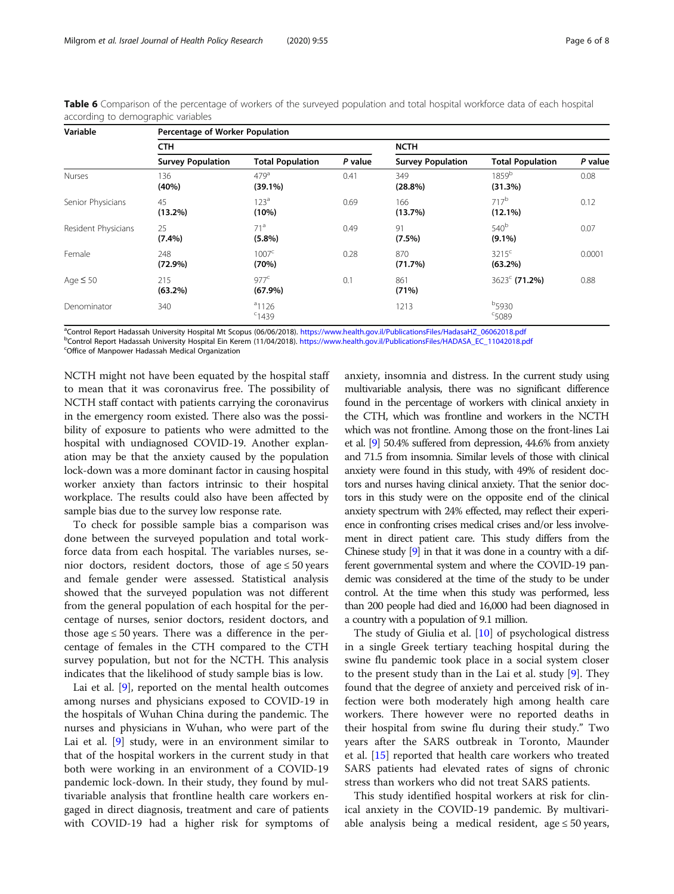**Table 6** Comparison of the percentage of workers of the surveyed population and total hospital workforce data of each hospital according to demographic variables

| Variable | Percentage of Worker Population | | | | | |
|---|---|---|---|---|---|---|
| | CTH | | | NCTH | | |
| | Survey Population | Total Population | *P* value | Survey Population | Total Population | *P* value |
| Nurses | 136 **(40%)** | 479[a] **(39.1%)** | 0.41 | 349 **(28.8%)** | 1859[b] **(31.3%)** | 0.08 |
| Senior Physicians | 45 **(13.2%)** | 123[a] **(10%)** | 0.69 | 166 **(13.7%)** | 717[b] **(12.1%)** | 0.12 |
| Resident Physicians | 25 **(7.4%)** | 71[a] **(5.8%)** | 0.49 | 91 **(7.5%)** | 540[b] **(9.1%)** | 0.07 |
| Female | 248 **(72.9%)** | 1007[c] **(70%)** | 0.28 | 870 **(71.7%)** | 3215[c] **(63.2%)** | 0.0001 |
| Age ≤ 50 | 215 **(63.2%)** | 977[c] **(67.9%)** | 0.1 | 861 **(71%)** | 3623[c] **(71.2%)** | 0.88 |
| Denominator | 340 | [a]1126 [c]1439 | | 1213 | [b]5930 [c]5089 | |

[a]Control Report Hadassah University Hospital Mt Scopus (06/06/2018). https://www.health.gov.il/PublicationsFiles/HadasaHZ_06062018.pdf
[b]Control Report Hadassah University Hospital Ein Kerem (11/04/2018). https://www.health.gov.il/PublicationsFiles/HADASA_EC_11042018.pdf
[c]Office of Manpower Hadassah Medical Organization

NCTH might not have been equated by the hospital staff to mean that it was coronavirus free. The possibility of NCTH staff contact with patients carrying the coronavirus in the emergency room existed. There also was the possibility of exposure to patients who were admitted to the hospital with undiagnosed COVID-19. Another explanation may be that the anxiety caused by the population lock-down was a more dominant factor in causing hospital worker anxiety than factors intrinsic to their hospital workplace. The results could also have been affected by sample bias due to the survey low response rate.

To check for possible sample bias a comparison was done between the surveyed population and total workforce data from each hospital. The variables nurses, senior doctors, resident doctors, those of age ≤ 50 years and female gender were assessed. Statistical analysis showed that the surveyed population was not different from the general population of each hospital for the percentage of nurses, senior doctors, resident doctors, and those age ≤ 50 years. There was a difference in the percentage of females in the CTH compared to the CTH survey population, but not for the NCTH. This analysis indicates that the likelihood of study sample bias is low.

Lai et al. [9], reported on the mental health outcomes among nurses and physicians exposed to COVID-19 in the hospitals of Wuhan China during the pandemic. The nurses and physicians in Wuhan, who were part of the Lai et al. [9] study, were in an environment similar to that of the hospital workers in the current study in that both were working in an environment of a COVID-19 pandemic lock-down. In their study, they found by multivariable analysis that frontline health care workers engaged in direct diagnosis, treatment and care of patients with COVID-19 had a higher risk for symptoms of anxiety, insomnia and distress. In the current study using multivariable analysis, there was no significant difference found in the percentage of workers with clinical anxiety in the CTH, which was frontline and workers in the NCTH which was not frontline. Among those on the front-lines Lai et al. [9] 50.4% suffered from depression, 44.6% from anxiety and 71.5 from insomnia. Similar levels of those with clinical anxiety were found in this study, with 49% of resident doctors and nurses having clinical anxiety. That the senior doctors in this study were on the opposite end of the clinical anxiety spectrum with 24% effected, may reflect their experience in confronting crises medical crises and/or less involvement in direct patient care. This study differs from the Chinese study [9] in that it was done in a country with a different governmental system and where the COVID-19 pandemic was considered at the time of the study to be under control. At the time when this study was performed, less than 200 people had died and 16,000 had been diagnosed in a country with a population of 9.1 million.

The study of Giulia et al. [10] of psychological distress in a single Greek tertiary teaching hospital during the swine flu pandemic took place in a social system closer to the present study than in the Lai et al. study [9]. They found that the degree of anxiety and perceived risk of infection were both moderately high among health care workers. There however were no reported deaths in their hospital from swine flu during their study." Two years after the SARS outbreak in Toronto, Maunder et al. [15] reported that health care workers who treated SARS patients had elevated rates of signs of chronic stress than workers who did not treat SARS patients.

This study identified hospital workers at risk for clinical anxiety in the COVID-19 pandemic. By multivariable analysis being a medical resident, age ≤ 50 years,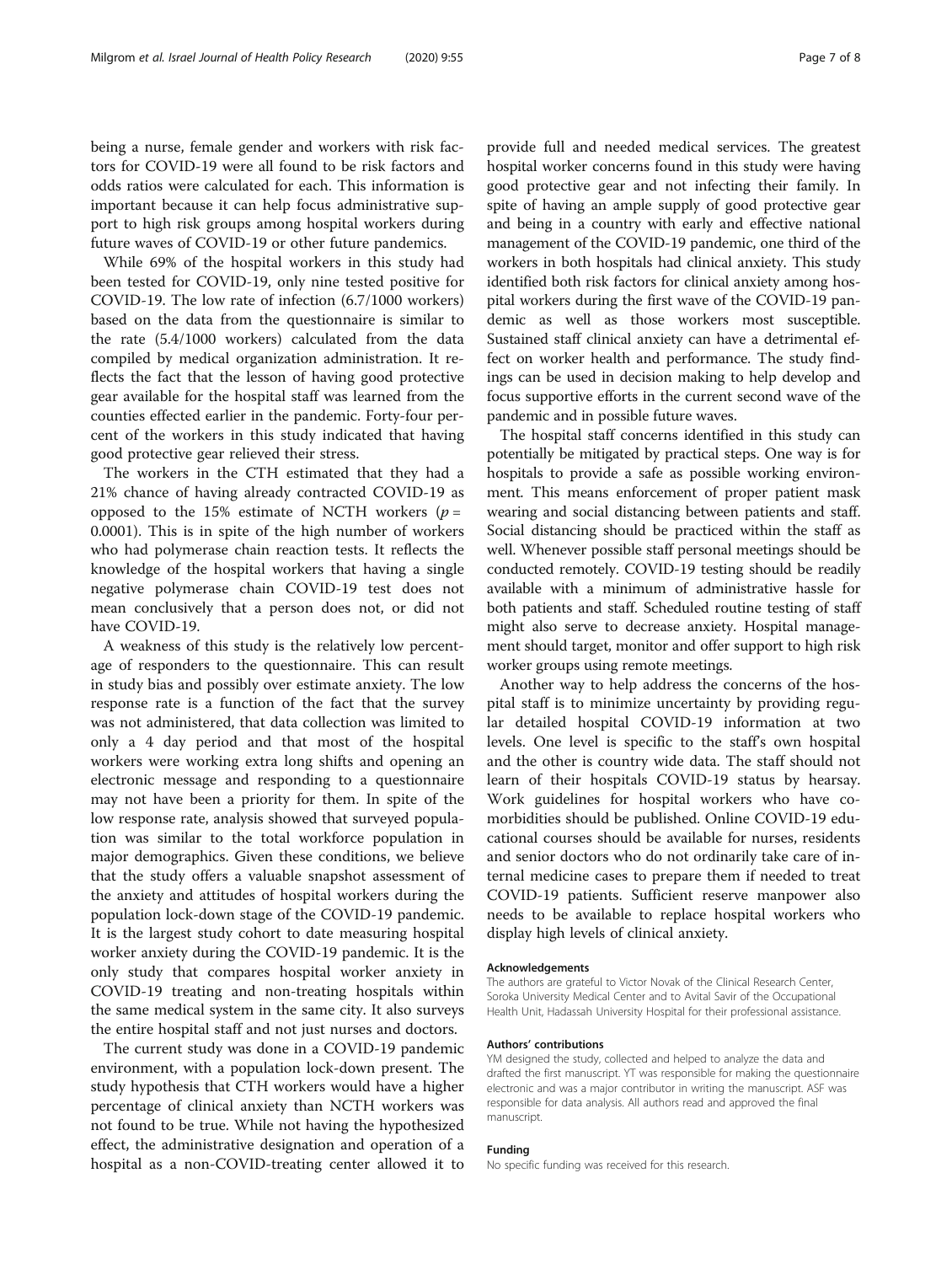being a nurse, female gender and workers with risk factors for COVID-19 were all found to be risk factors and odds ratios were calculated for each. This information is important because it can help focus administrative support to high risk groups among hospital workers during future waves of COVID-19 or other future pandemics.

While 69% of the hospital workers in this study had been tested for COVID-19, only nine tested positive for COVID-19. The low rate of infection (6.7/1000 workers) based on the data from the questionnaire is similar to the rate (5.4/1000 workers) calculated from the data compiled by medical organization administration. It reflects the fact that the lesson of having good protective gear available for the hospital staff was learned from the counties effected earlier in the pandemic. Forty-four percent of the workers in this study indicated that having good protective gear relieved their stress.

The workers in the CTH estimated that they had a 21% chance of having already contracted COVID-19 as opposed to the 15% estimate of NCTH workers ($p = 0.0001$). This is in spite of the high number of workers who had polymerase chain reaction tests. It reflects the knowledge of the hospital workers that having a single negative polymerase chain COVID-19 test does not mean conclusively that a person does not, or did not have COVID-19.

A weakness of this study is the relatively low percentage of responders to the questionnaire. This can result in study bias and possibly over estimate anxiety. The low response rate is a function of the fact that the survey was not administered, that data collection was limited to only a 4 day period and that most of the hospital workers were working extra long shifts and opening an electronic message and responding to a questionnaire may not have been a priority for them. In spite of the low response rate, analysis showed that surveyed population was similar to the total workforce population in major demographics. Given these conditions, we believe that the study offers a valuable snapshot assessment of the anxiety and attitudes of hospital workers during the population lock-down stage of the COVID-19 pandemic. It is the largest study cohort to date measuring hospital worker anxiety during the COVID-19 pandemic. It is the only study that compares hospital worker anxiety in COVID-19 treating and non-treating hospitals within the same medical system in the same city. It also surveys the entire hospital staff and not just nurses and doctors.

The current study was done in a COVID-19 pandemic environment, with a population lock-down present. The study hypothesis that CTH workers would have a higher percentage of clinical anxiety than NCTH workers was not found to be true. While not having the hypothesized effect, the administrative designation and operation of a hospital as a non-COVID-treating center allowed it to provide full and needed medical services. The greatest hospital worker concerns found in this study were having good protective gear and not infecting their family. In spite of having an ample supply of good protective gear and being in a country with early and effective national management of the COVID-19 pandemic, one third of the workers in both hospitals had clinical anxiety. This study identified both risk factors for clinical anxiety among hospital workers during the first wave of the COVID-19 pandemic as well as those workers most susceptible. Sustained staff clinical anxiety can have a detrimental effect on worker health and performance. The study findings can be used in decision making to help develop and focus supportive efforts in the current second wave of the pandemic and in possible future waves.

The hospital staff concerns identified in this study can potentially be mitigated by practical steps. One way is for hospitals to provide a safe as possible working environment. This means enforcement of proper patient mask wearing and social distancing between patients and staff. Social distancing should be practiced within the staff as well. Whenever possible staff personal meetings should be conducted remotely. COVID-19 testing should be readily available with a minimum of administrative hassle for both patients and staff. Scheduled routine testing of staff might also serve to decrease anxiety. Hospital management should target, monitor and offer support to high risk worker groups using remote meetings.

Another way to help address the concerns of the hospital staff is to minimize uncertainty by providing regular detailed hospital COVID-19 information at two levels. One level is specific to the staff's own hospital and the other is country wide data. The staff should not learn of their hospitals COVID-19 status by hearsay. Work guidelines for hospital workers who have comorbidities should be published. Online COVID-19 educational courses should be available for nurses, residents and senior doctors who do not ordinarily take care of internal medicine cases to prepare them if needed to treat COVID-19 patients. Sufficient reserve manpower also needs to be available to replace hospital workers who display high levels of clinical anxiety.

#### Acknowledgements

The authors are grateful to Victor Novak of the Clinical Research Center, Soroka University Medical Center and to Avital Savir of the Occupational Health Unit, Hadassah University Hospital for their professional assistance.

#### Authors' contributions

YM designed the study, collected and helped to analyze the data and drafted the first manuscript. YT was responsible for making the questionnaire electronic and was a major contributor in writing the manuscript. ASF was responsible for data analysis. All authors read and approved the final manuscript.

#### Funding

No specific funding was received for this research.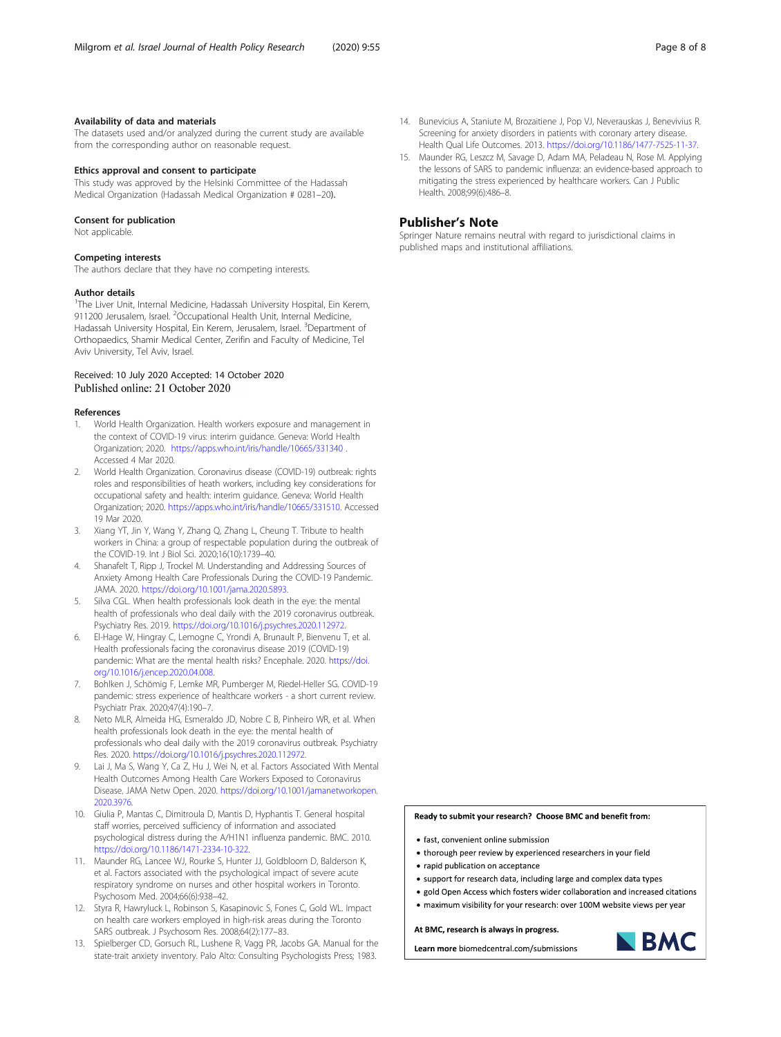### Availability of data and materials

The datasets used and/or analyzed during the current study are available from the corresponding author on reasonable request.

### Ethics approval and consent to participate

This study was approved by the Helsinki Committee of the Hadassah Medical Organization (Hadassah Medical Organization # 0281–20).

### Consent for publication

Not applicable.

### Competing interests

The authors declare that they have no competing interests.

### Author details

[1]The Liver Unit, Internal Medicine, Hadassah University Hospital, Ein Kerem, 911200 Jerusalem, Israel. [2]Occupational Health Unit, Internal Medicine, Hadassah University Hospital, Ein Kerem, Jerusalem, Israel. [3]Department of Orthopaedics, Shamir Medical Center, Zerifin and Faculty of Medicine, Tel Aviv University, Tel Aviv, Israel.

Received: 10 July 2020 Accepted: 14 October 2020
Published online: 21 October 2020

### References

1. World Health Organization. Health workers exposure and management in the context of COVID-19 virus: interim guidance. Geneva: World Health Organization; 2020. https://apps.who.int/iris/handle/10665/331340 . Accessed 4 Mar 2020.
2. World Health Organization. Coronavirus disease (COVID-19) outbreak: rights roles and responsibilities of heath workers, including key considerations for occupational safety and health: interim guidance. Geneva: World Health Organization; 2020. https://apps.who.int/iris/handle/10665/331510. Accessed 19 Mar 2020.
3. Xiang YT, Jin Y, Wang Y, Zhang Q, Zhang L, Cheung T. Tribute to health workers in China: a group of respectable population during the outbreak of the COVID-19. Int J Biol Sci. 2020;16(10):1739–40.
4. Shanafelt T, Ripp J, Trockel M. Understanding and Addressing Sources of Anxiety Among Health Care Professionals During the COVID-19 Pandemic. JAMA. 2020. https://doi.org/10.1001/jama.2020.5893.
5. Silva CGL. When health professionals look death in the eye: the mental health of professionals who deal daily with the 2019 coronavirus outbreak. Psychiatry Res. 2019. https://doi.org/10.1016/j.psychres.2020.112972.
6. El-Hage W, Hingray C, Lemogne C, Yrondi A, Brunault P, Bienvenu T, et al. Health professionals facing the coronavirus disease 2019 (COVID-19) pandemic: What are the mental health risks? Encephale. 2020. https://doi.org/10.1016/j.encep.2020.04.008.
7. Bohlken J, Schömig F, Lemke MR, Pumberger M, Riedel-Heller SG. COVID-19 pandemic: stress experience of healthcare workers - a short current review. Psychiatr Prax. 2020;47(4):190–7.
8. Neto MLR, Almeida HG, Esmeraldo JD, Nobre C B, Pinheiro WR, et al. When health professionals look death in the eye: the mental health of professionals who deal daily with the 2019 coronavirus outbreak. Psychiatry Res. 2020. https://doi.org/10.1016/j.psychres.2020.112972.
9. Lai J, Ma S, Wang Y, Ca Z, Hu J, Wei N, et al. Factors Associated With Mental Health Outcomes Among Health Care Workers Exposed to Coronavirus Disease. JAMA Netw Open. 2020. https://doi.org/10.1001/jamanetworkopen.2020.3976.
10. Giulia P, Mantas C, Dimitroula D, Mantis D, Hyphantis T. General hospital staff worries, perceived sufficiency of information and associated psychological distress during the A/H1N1 influenza pandemic. BMC. 2010. https://doi.org/10.1186/1471-2334-10-322.
11. Maunder RG, Lancee WJ, Rourke S, Hunter JJ, Goldbloom D, Balderson K, et al. Factors associated with the psychological impact of severe acute respiratory syndrome on nurses and other hospital workers in Toronto. Psychosom Med. 2004;66(6):938–42.
12. Styra R, Hawryluck L, Robinson S, Kasapinovic S, Fones C, Gold WL. Impact on health care workers employed in high-risk areas during the Toronto SARS outbreak. J Psychosom Res. 2008;64(2):177–83.
13. Spielberger CD, Gorsuch RL, Lushene R, Vagg PR, Jacobs GA. Manual for the state-trait anxiety inventory. Palo Alto: Consulting Psychologists Press; 1983.
14. Bunevicius A, Staniute M, Brozaitiene J, Pop VJ, Neverauskas J, Benevivius R. Screening for anxiety disorders in patients with coronary artery disease. Health Qual Life Outcomes. 2013. https://doi.org/10.1186/1477-7525-11-37.
15. Maunder RG, Leszcz M, Savage D, Adam MA, Peladeau N, Rose M. Applying the lessons of SARS to pandemic influenza: an evidence-based approach to mitigating the stress experienced by healthcare workers. Can J Public Health. 2008;99(6):486–8.

## Publisher's Note

Springer Nature remains neutral with regard to jurisdictional claims in published maps and institutional affiliations.

**Ready to submit your research? Choose BMC and benefit from:**

- fast, convenient online submission
- thorough peer review by experienced researchers in your field
- rapid publication on acceptance
- support for research data, including large and complex data types
- gold Open Access which fosters wider collaboration and increased citations
- maximum visibility for your research: over 100M website views per year

**At BMC, research is always in progress.**

**Learn more** biomedcentral.com/submissions

BMC